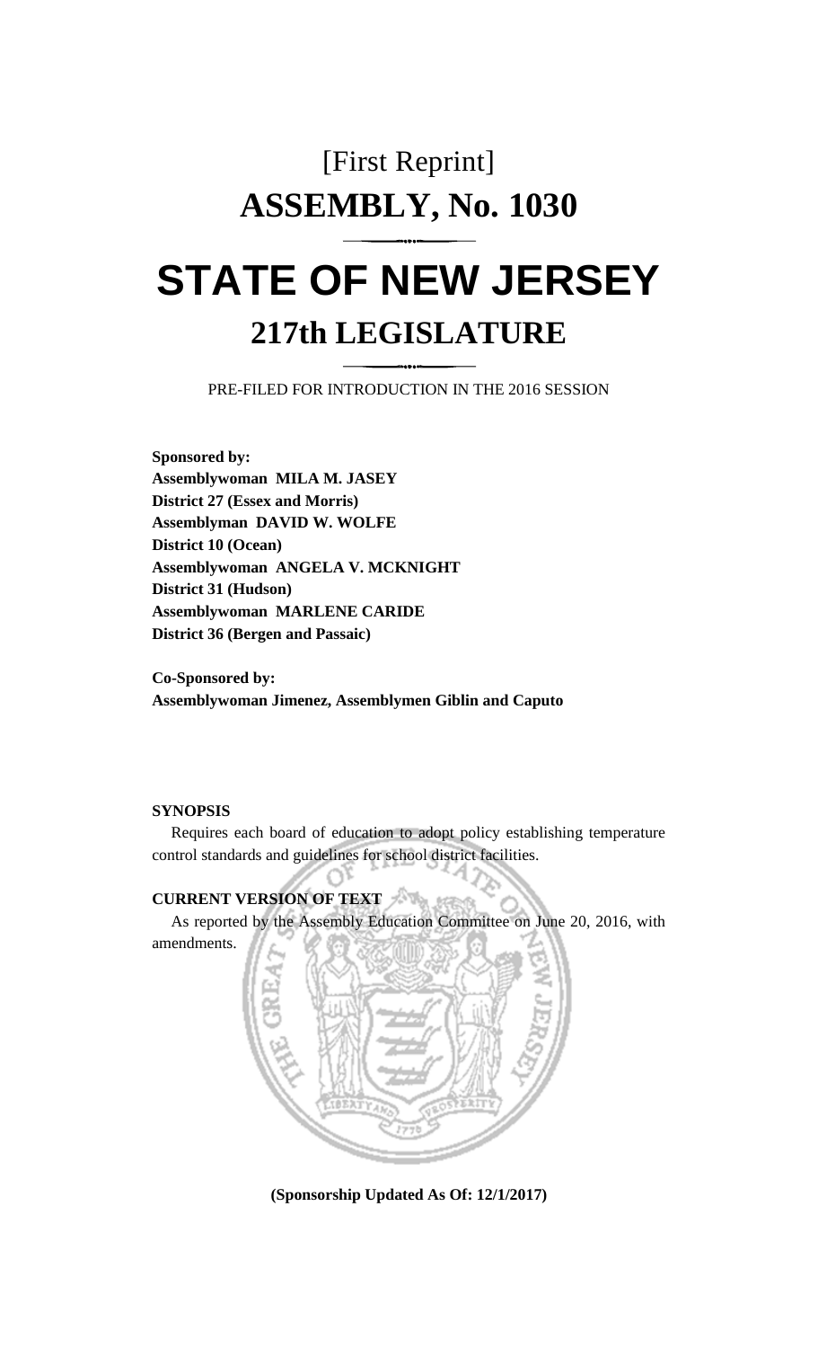# [First Reprint]
# ASSEMBLY, No. 1030

# STATE OF NEW JERSEY
## 217th LEGISLATURE

PRE-FILED FOR INTRODUCTION IN THE 2016 SESSION

**Sponsored by:**
**Assemblywoman MILA M. JASEY**
**District 27 (Essex and Morris)**
**Assemblyman DAVID W. WOLFE**
**District 10 (Ocean)**
**Assemblywoman ANGELA V. MCKNIGHT**
**District 31 (Hudson)**
**Assemblywoman MARLENE CARIDE**
**District 36 (Bergen and Passaic)**

**Co-Sponsored by:**
**Assemblywoman Jimenez, Assemblymen Giblin and Caputo**

**SYNOPSIS**

Requires each board of education to adopt policy establishing temperature control standards and guidelines for school district facilities.

**CURRENT VERSION OF TEXT**

As reported by the Assembly Education Committee on June 20, 2016, with amendments.

**(Sponsorship Updated As Of: 12/1/2017)**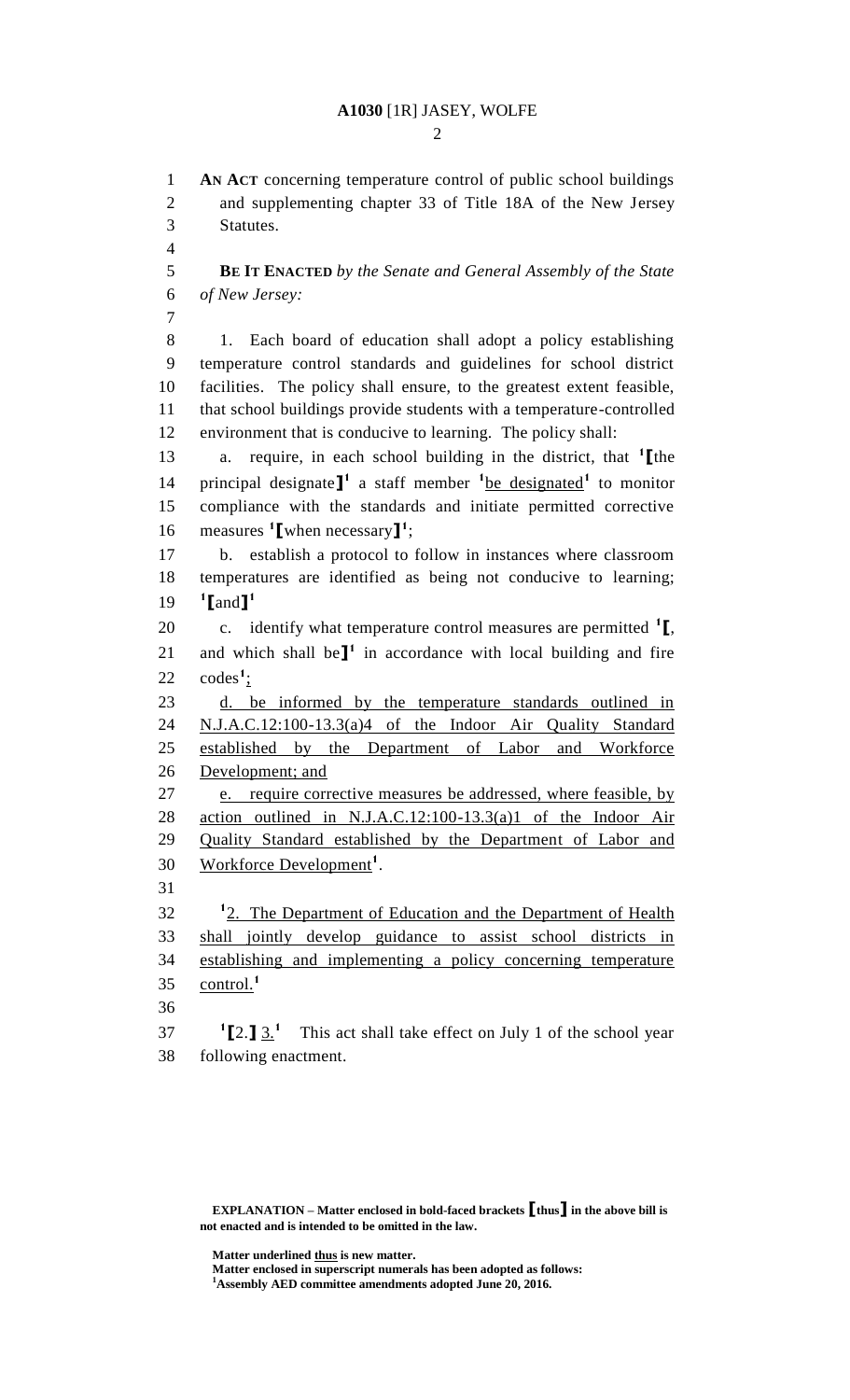**AN ACT** concerning temperature control of public school buildings and supplementing chapter 33 of Title 18A of the New Jersey Statutes.

**BE IT ENACTED** *by the Senate and General Assembly of the State of New Jersey:*

1. Each board of education shall adopt a policy establishing temperature control standards and guidelines for school district facilities. The policy shall ensure, to the greatest extent feasible, that school buildings provide students with a temperature-controlled environment that is conducive to learning. The policy shall:

a. require, in each school building in the district, that [1]**[**the principal designate**]**[1] a staff member [1]<u>be designated</u>[1] to monitor compliance with the standards and initiate permitted corrective measures [1]**[**when necessary**]**[1];

b. establish a protocol to follow in instances where classroom temperatures are identified as being not conducive to learning; [1]**[**and**]**[1]

c. identify what temperature control measures are permitted [1]**[**, and which shall be**]**[1] in accordance with local building and fire codes[1]<u>;</u>

<u>d. be informed by the temperature standards outlined in N.J.A.C.12:100-13.3(a)4 of the Indoor Air Quality Standard established by the Department of Labor and Workforce Development; and</u>

<u>e. require corrective measures be addressed, where feasible, by action outlined in N.J.A.C.12:100-13.3(a)1 of the Indoor Air Quality Standard established by the Department of Labor and Workforce Development</u>[1].

[1]<u>2. The Department of Education and the Department of Health shall jointly develop guidance to assist school districts in establishing and implementing a policy concerning temperature control.</u>[1]

[1]**[**2.**]** <u>3.</u>[1] This act shall take effect on July 1 of the school year following enactment.

**EXPLANATION – Matter enclosed in bold-faced brackets [thus] in the above bill is not enacted and is intended to be omitted in the law.**

**Matter underlined <u>thus</u> is new matter.**
**Matter enclosed in superscript numerals has been adopted as follows:**
[1]**Assembly AED committee amendments adopted June 20, 2016.**